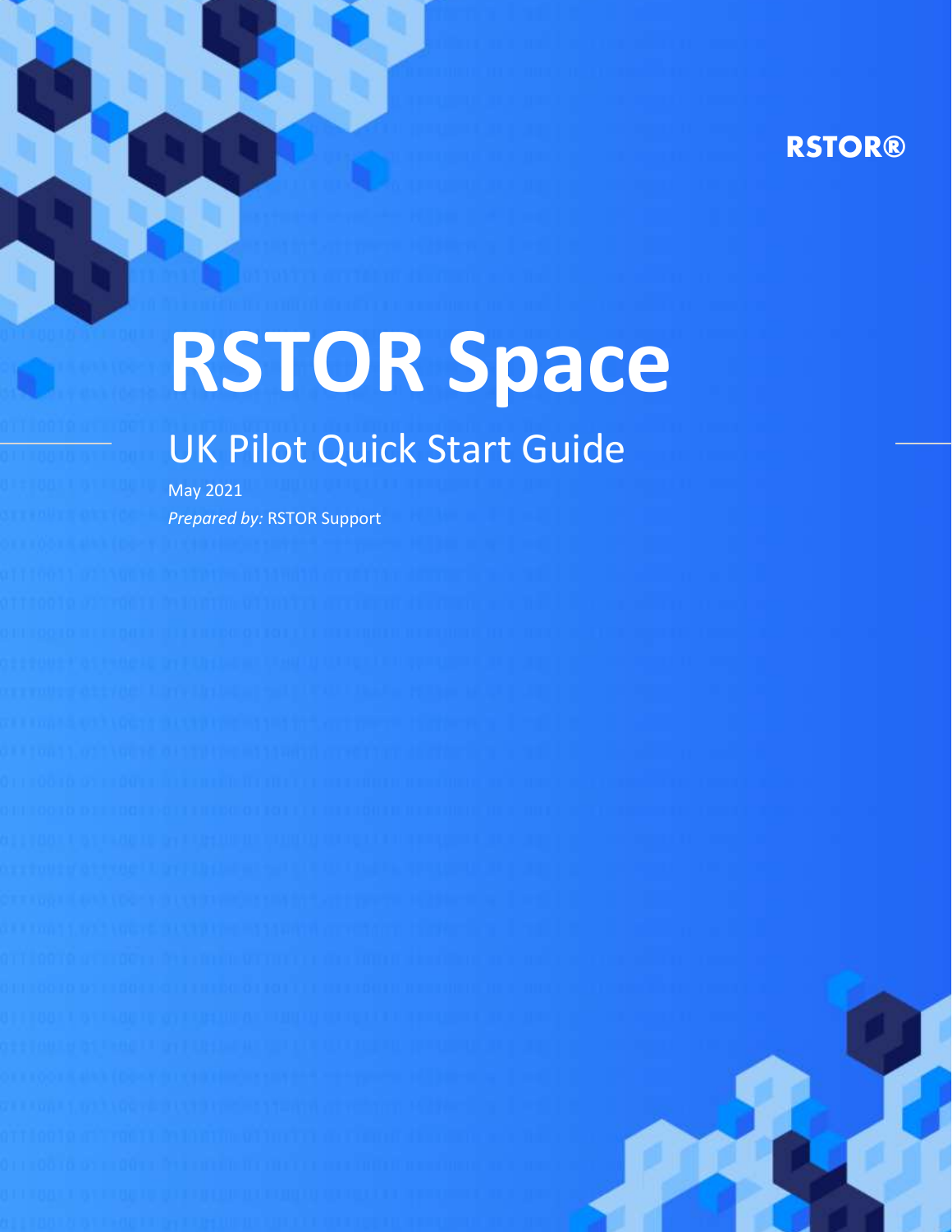RSTOR®

# RSTOR Space

## UK Pilot Quick Start Guide

May 2021

*Prepared by:* RSTOR Support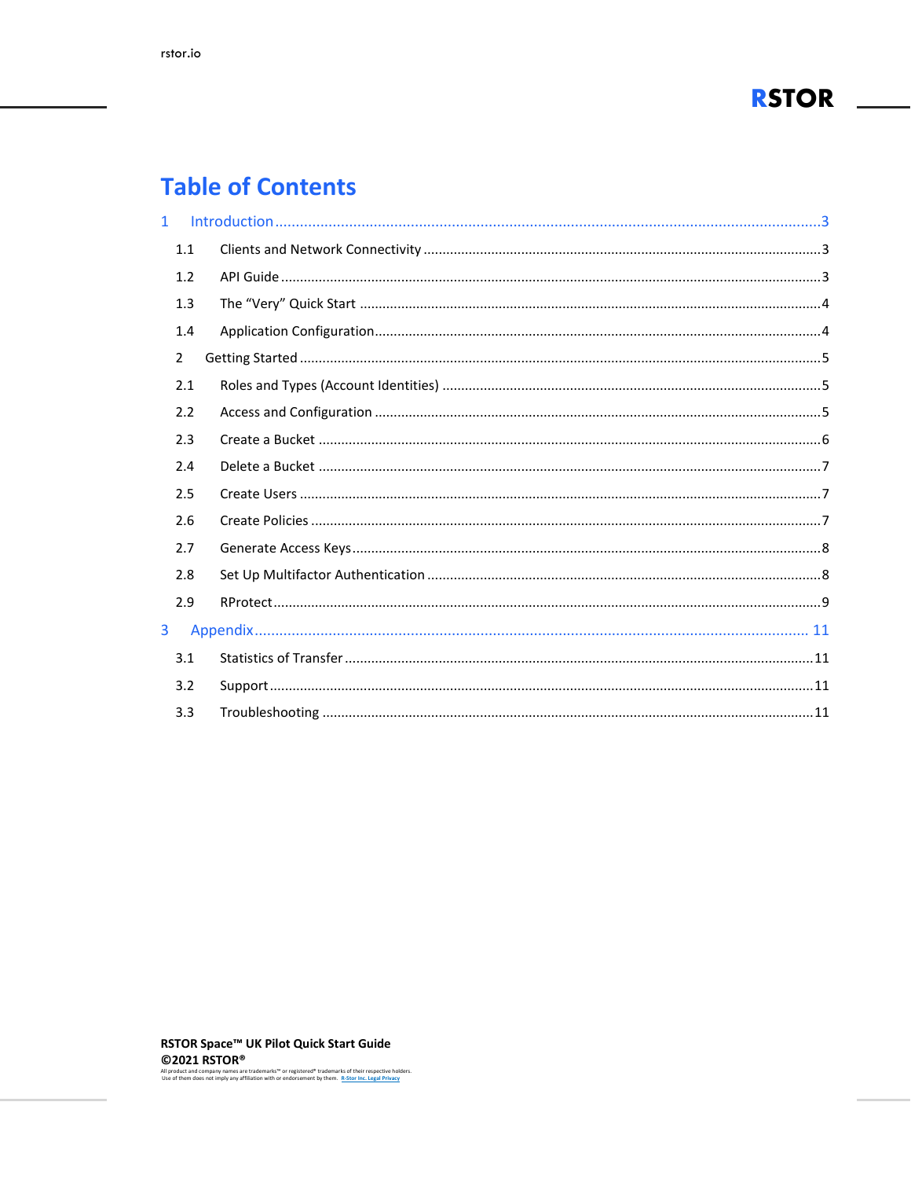# Table of Contents

1 Introduction ... 3

1.1 Clients and Network Connectivity ... 3

1.2 API Guide ... 3

1.3 The "Very" Quick Start ... 4

1.4 Application Configuration ... 4

2 Getting Started ... 5

2.1 Roles and Types (Account Identities) ... 5

2.2 Access and Configuration ... 5

2.3 Create a Bucket ... 6

2.4 Delete a Bucket ... 7

2.5 Create Users ... 7

2.6 Create Policies ... 7

2.7 Generate Access Keys ... 8

2.8 Set Up Multifactor Authentication ... 8

2.9 RProtect ... 9

3 Appendix ... 11

3.1 Statistics of Transfer ... 11

3.2 Support ... 11

3.3 Troubleshooting ... 11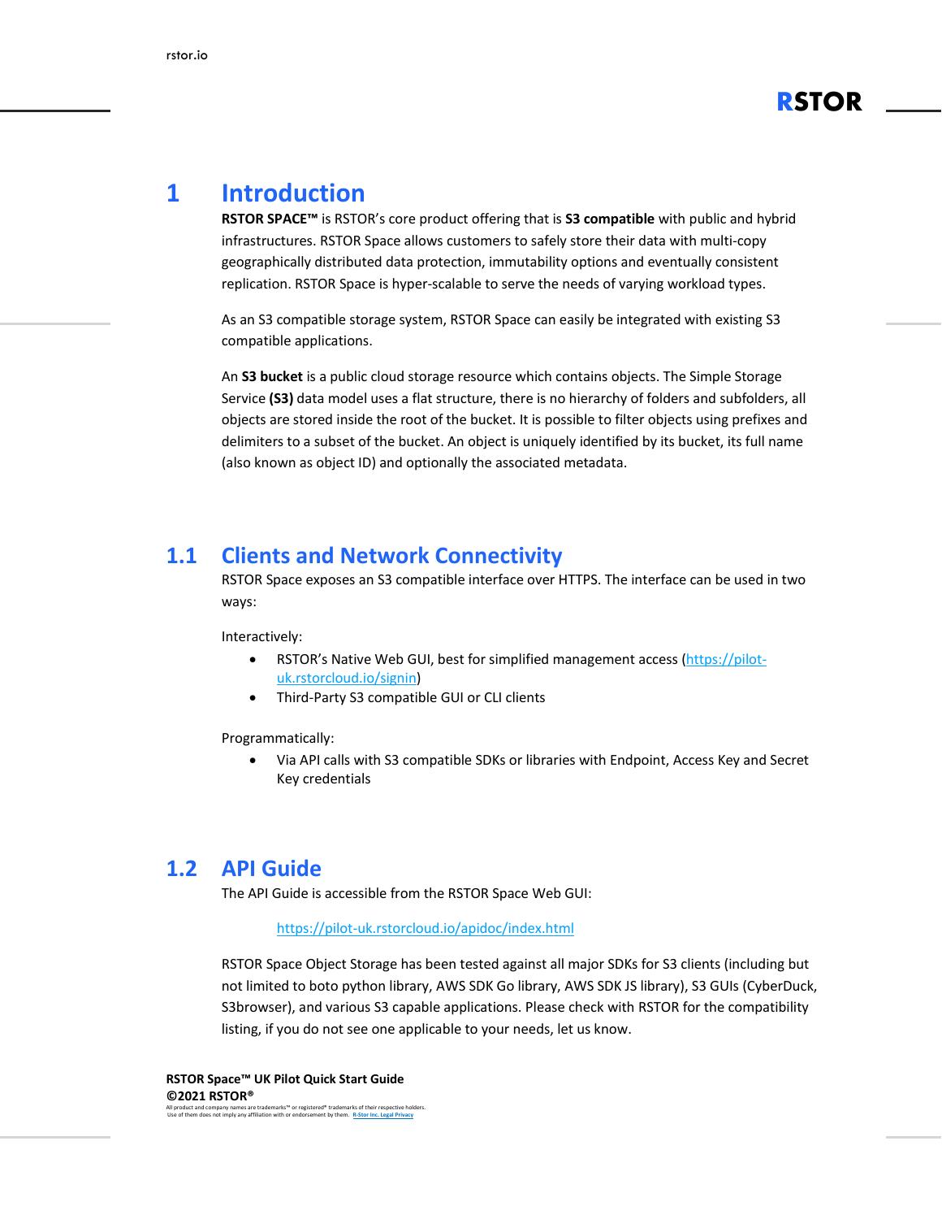# 1 Introduction

**RSTOR SPACE™** is RSTOR's core product offering that is **S3 compatible** with public and hybrid infrastructures. RSTOR Space allows customers to safely store their data with multi-copy geographically distributed data protection, immutability options and eventually consistent replication. RSTOR Space is hyper-scalable to serve the needs of varying workload types.

As an S3 compatible storage system, RSTOR Space can easily be integrated with existing S3 compatible applications.

An **S3 bucket** is a public cloud storage resource which contains objects. The Simple Storage Service **(S3)** data model uses a flat structure, there is no hierarchy of folders and subfolders, all objects are stored inside the root of the bucket. It is possible to filter objects using prefixes and delimiters to a subset of the bucket. An object is uniquely identified by its bucket, its full name (also known as object ID) and optionally the associated metadata.

## 1.1 Clients and Network Connectivity

RSTOR Space exposes an S3 compatible interface over HTTPS. The interface can be used in two ways:

Interactively:

- RSTOR's Native Web GUI, best for simplified management access ([https://pilot-uk.rstorcloud.io/signin](https://pilot-uk.rstorcloud.io/signin))
- Third-Party S3 compatible GUI or CLI clients

Programmatically:

- Via API calls with S3 compatible SDKs or libraries with Endpoint, Access Key and Secret Key credentials

## 1.2 API Guide

The API Guide is accessible from the RSTOR Space Web GUI:

[https://pilot-uk.rstorcloud.io/apidoc/index.html](https://pilot-uk.rstorcloud.io/apidoc/index.html)

RSTOR Space Object Storage has been tested against all major SDKs for S3 clients (including but not limited to boto python library, AWS SDK Go library, AWS SDK JS library), S3 GUIs (CyberDuck, S3browser), and various S3 capable applications. Please check with RSTOR for the compatibility listing, if you do not see one applicable to your needs, let us know.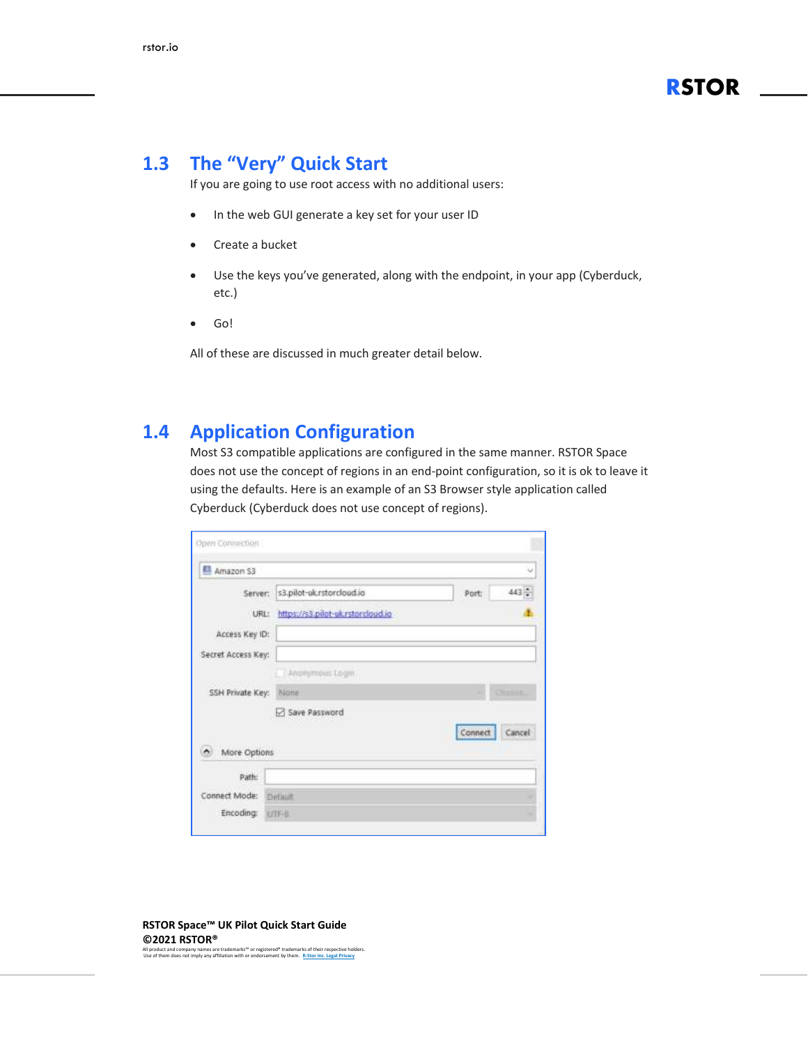## 1.3 The "Very" Quick Start

If you are going to use root access with no additional users:

- In the web GUI generate a key set for your user ID
- Create a bucket
- Use the keys you've generated, along with the endpoint, in your app (Cyberduck, etc.)
- Go!

All of these are discussed in much greater detail below.

## 1.4 Application Configuration

Most S3 compatible applications are configured in the same manner. RSTOR Space does not use the concept of regions in an end-point configuration, so it is ok to leave it using the defaults. Here is an example of an S3 Browser style application called Cyberduck (Cyberduck does not use concept of regions).

Open Connection

Amazon S3

Server: s3.pilot-uk.rstorcloud.io Port: 443

URL: https://s3.pilot-uk.rstorcloud.io

Access Key ID:

Secret Access Key:

Anonymous Login

SSH Private Key: None Choose...

Save Password

Connect Cancel

More Options

Path:

Connect Mode: Default

Encoding: UTF-8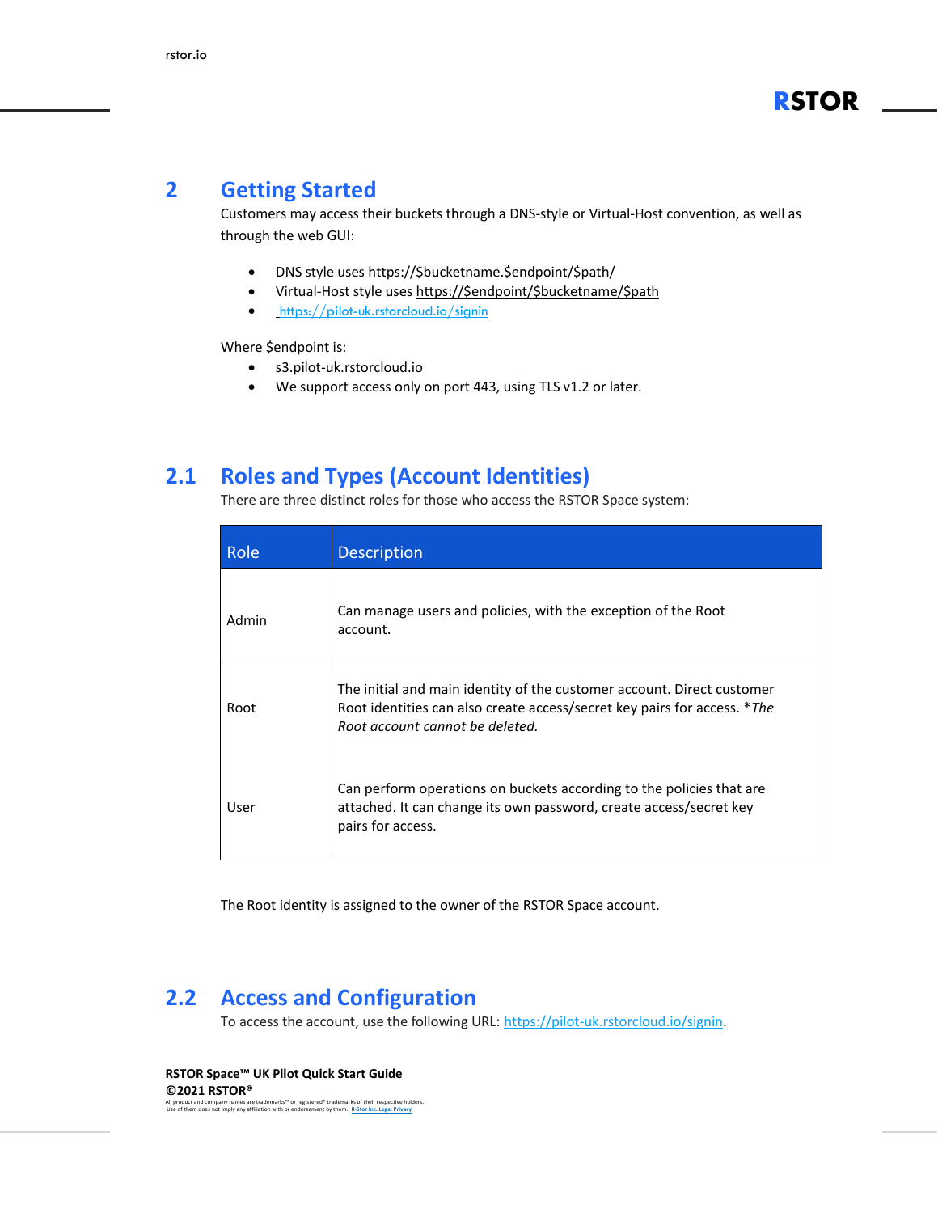# 2 Getting Started

Customers may access their buckets through a DNS-style or Virtual-Host convention, as well as through the web GUI:

- DNS style uses https://$bucketname.$endpoint/$path/
- Virtual-Host style uses https://$endpoint/$bucketname/$path
- https://pilot-uk.rstorcloud.io/signin

Where $endpoint is:

- s3.pilot-uk.rstorcloud.io
- We support access only on port 443, using TLS v1.2 or later.

## 2.1 Roles and Types (Account Identities)

There are three distinct roles for those who access the RSTOR Space system:

| Role | Description |
|---|---|
| Admin | Can manage users and policies, with the exception of the Root account. |
| Root | The initial and main identity of the customer account. Direct customer Root identities can also create access/secret key pairs for access. **The Root account cannot be deleted.* |
| User | Can perform operations on buckets according to the policies that are attached. It can change its own password, create access/secret key pairs for access. |

The Root identity is assigned to the owner of the RSTOR Space account.

## 2.2 Access and Configuration

To access the account, use the following URL: https://pilot-uk.rstorcloud.io/signin.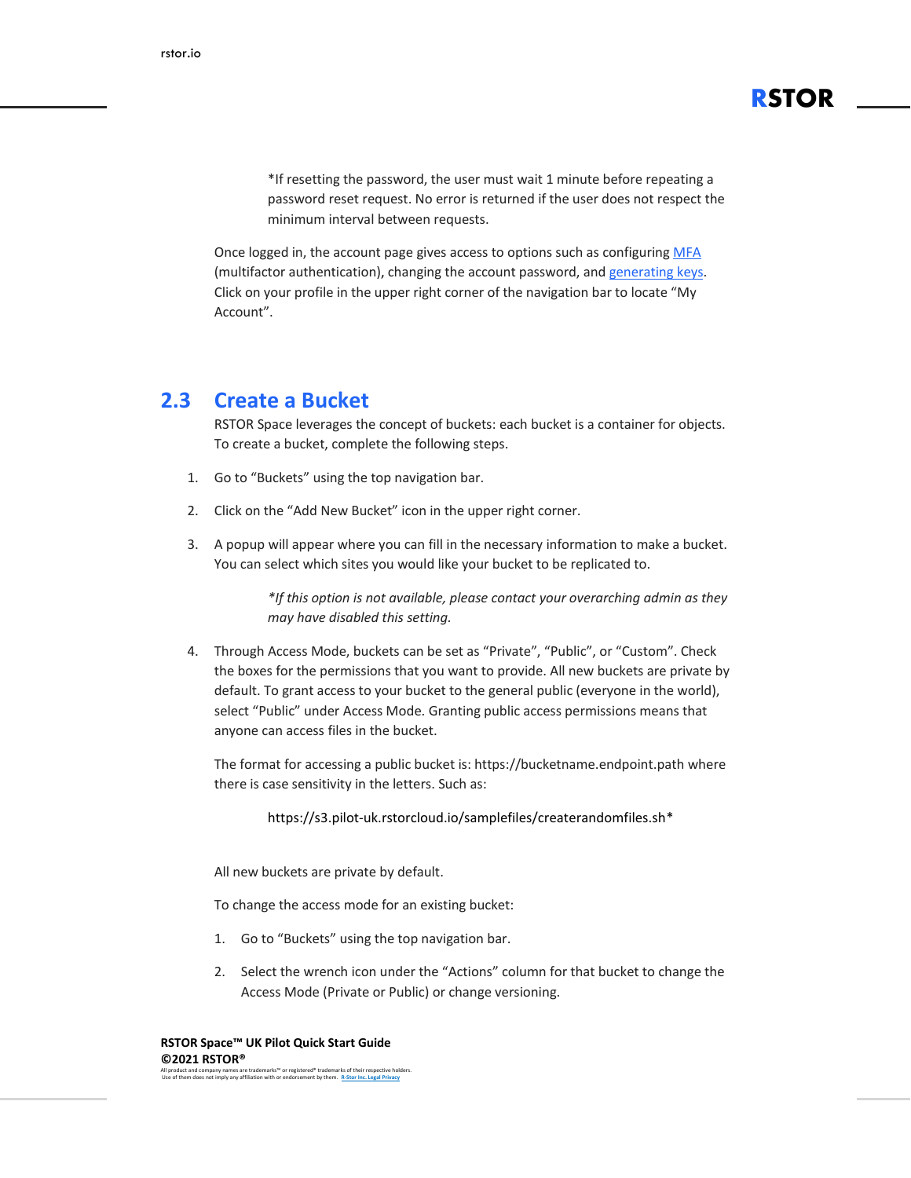*If resetting the password, the user must wait 1 minute before repeating a password reset request. No error is returned if the user does not respect the minimum interval between requests.

Once logged in, the account page gives access to options such as configuring MFA (multifactor authentication), changing the account password, and generating keys. Click on your profile in the upper right corner of the navigation bar to locate "My Account".

## 2.3 Create a Bucket

RSTOR Space leverages the concept of buckets: each bucket is a container for objects. To create a bucket, complete the following steps.

1. Go to "Buckets" using the top navigation bar.

2. Click on the "Add New Bucket" icon in the upper right corner.

3. A popup will appear where you can fill in the necessary information to make a bucket. You can select which sites you would like your bucket to be replicated to.

   *\*If this option is not available, please contact your overarching admin as they may have disabled this setting.*

4. Through Access Mode, buckets can be set as "Private", "Public", or "Custom". Check the boxes for the permissions that you want to provide. All new buckets are private by default. To grant access to your bucket to the general public (everyone in the world), select "Public" under Access Mode. Granting public access permissions means that anyone can access files in the bucket.

   The format for accessing a public bucket is: https://bucketname.endpoint.path where there is case sensitivity in the letters. Such as:

   https://s3.pilot-uk.rstorcloud.io/samplefiles/createrandomfiles.sh*

All new buckets are private by default.

To change the access mode for an existing bucket:

1. Go to "Buckets" using the top navigation bar.

2. Select the wrench icon under the "Actions" column for that bucket to change the Access Mode (Private or Public) or change versioning.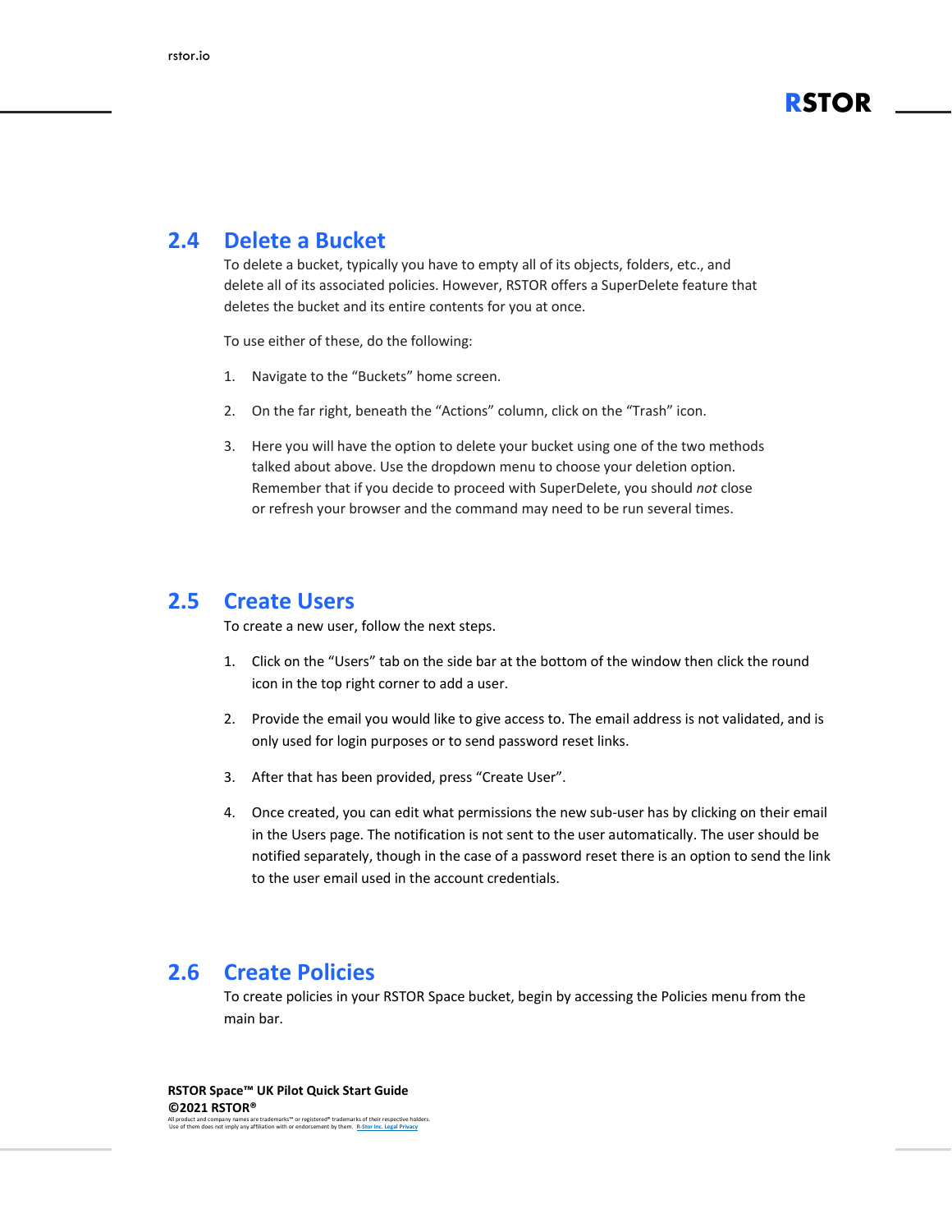## 2.4 Delete a Bucket

To delete a bucket, typically you have to empty all of its objects, folders, etc., and delete all of its associated policies. However, RSTOR offers a SuperDelete feature that deletes the bucket and its entire contents for you at once.

To use either of these, do the following:

1. Navigate to the "Buckets" home screen.
2. On the far right, beneath the "Actions" column, click on the "Trash" icon.
3. Here you will have the option to delete your bucket using one of the two methods talked about above. Use the dropdown menu to choose your deletion option. Remember that if you decide to proceed with SuperDelete, you should *not* close or refresh your browser and the command may need to be run several times.

## 2.5 Create Users

To create a new user, follow the next steps.

1. Click on the "Users" tab on the side bar at the bottom of the window then click the round icon in the top right corner to add a user.
2. Provide the email you would like to give access to. The email address is not validated, and is only used for login purposes or to send password reset links.
3. After that has been provided, press "Create User".
4. Once created, you can edit what permissions the new sub-user has by clicking on their email in the Users page. The notification is not sent to the user automatically. The user should be notified separately, though in the case of a password reset there is an option to send the link to the user email used in the account credentials.

## 2.6 Create Policies

To create policies in your RSTOR Space bucket, begin by accessing the Policies menu from the main bar.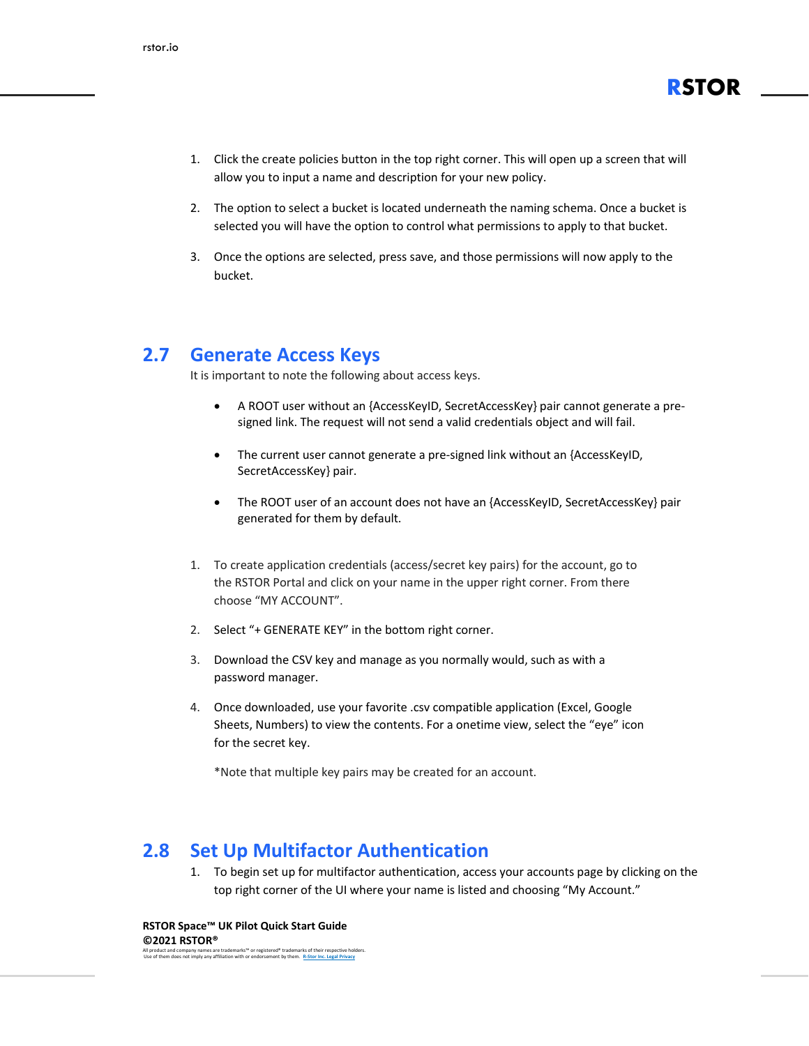1. Click the create policies button in the top right corner. This will open up a screen that will allow you to input a name and description for your new policy.

2. The option to select a bucket is located underneath the naming schema. Once a bucket is selected you will have the option to control what permissions to apply to that bucket.

3. Once the options are selected, press save, and those permissions will now apply to the bucket.

## 2.7 Generate Access Keys

It is important to note the following about access keys.

- A ROOT user without an {AccessKeyID, SecretAccessKey} pair cannot generate a pre-signed link. The request will not send a valid credentials object and will fail.

- The current user cannot generate a pre-signed link without an {AccessKeyID, SecretAccessKey} pair.

- The ROOT user of an account does not have an {AccessKeyID, SecretAccessKey} pair generated for them by default.

1. To create application credentials (access/secret key pairs) for the account, go to the RSTOR Portal and click on your name in the upper right corner. From there choose “MY ACCOUNT”.

2. Select “+ GENERATE KEY” in the bottom right corner.

3. Download the CSV key and manage as you normally would, such as with a password manager.

4. Once downloaded, use your favorite .csv compatible application (Excel, Google Sheets, Numbers) to view the contents. For a onetime view, select the “eye” icon for the secret key.

   *Note that multiple key pairs may be created for an account.

## 2.8 Set Up Multifactor Authentication

1. To begin set up for multifactor authentication, access your accounts page by clicking on the top right corner of the UI where your name is listed and choosing “My Account.”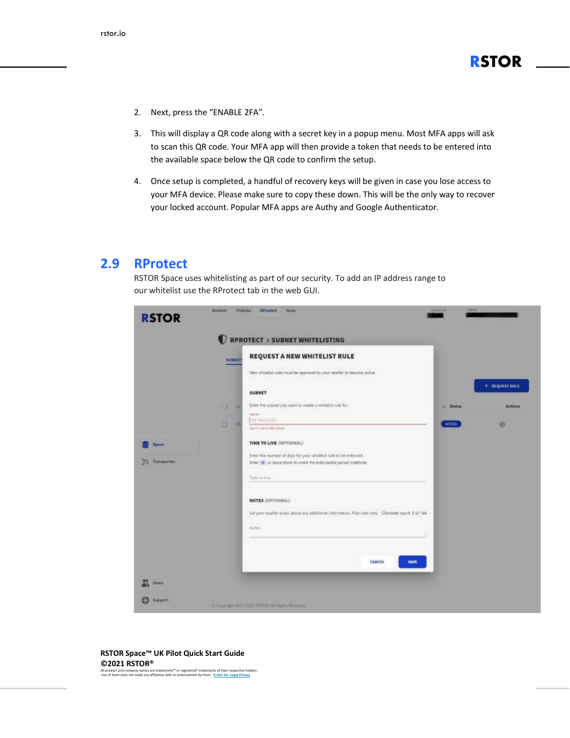2. Next, press the “ENABLE 2FA”.

3. This will display a QR code along with a secret key in a popup menu. Most MFA apps will ask to scan this QR code. Your MFA app will then provide a token that needs to be entered into the available space below the QR code to confirm the setup.

4. Once setup is completed, a handful of recovery keys will be given in case you lose access to your MFA device. Please make sure to copy these down. This will be the only way to recover your locked account. Popular MFA apps are Authy and Google Authenticator.

## 2.9 RProtect

RSTOR Space uses whitelisting as part of our security. To add an IP address range to our whitelist use the RProtect tab in the web GUI.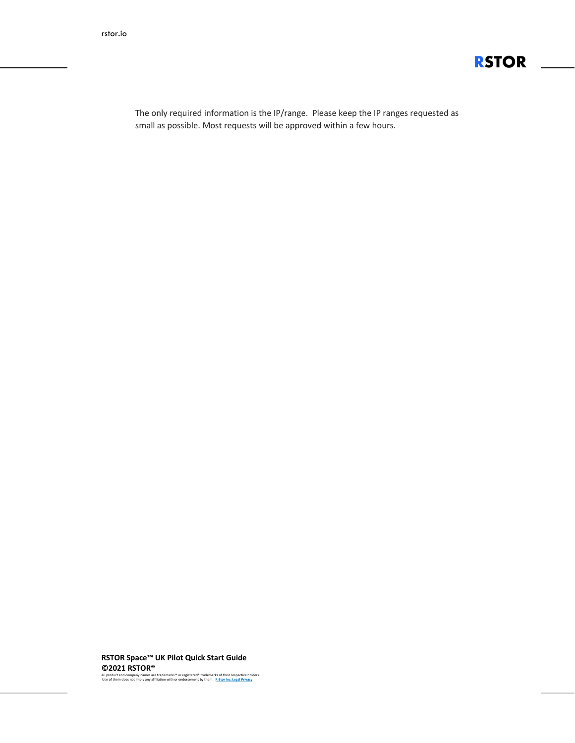The only required information is the IP/range.  Please keep the IP ranges requested as small as possible. Most requests will be approved within a few hours.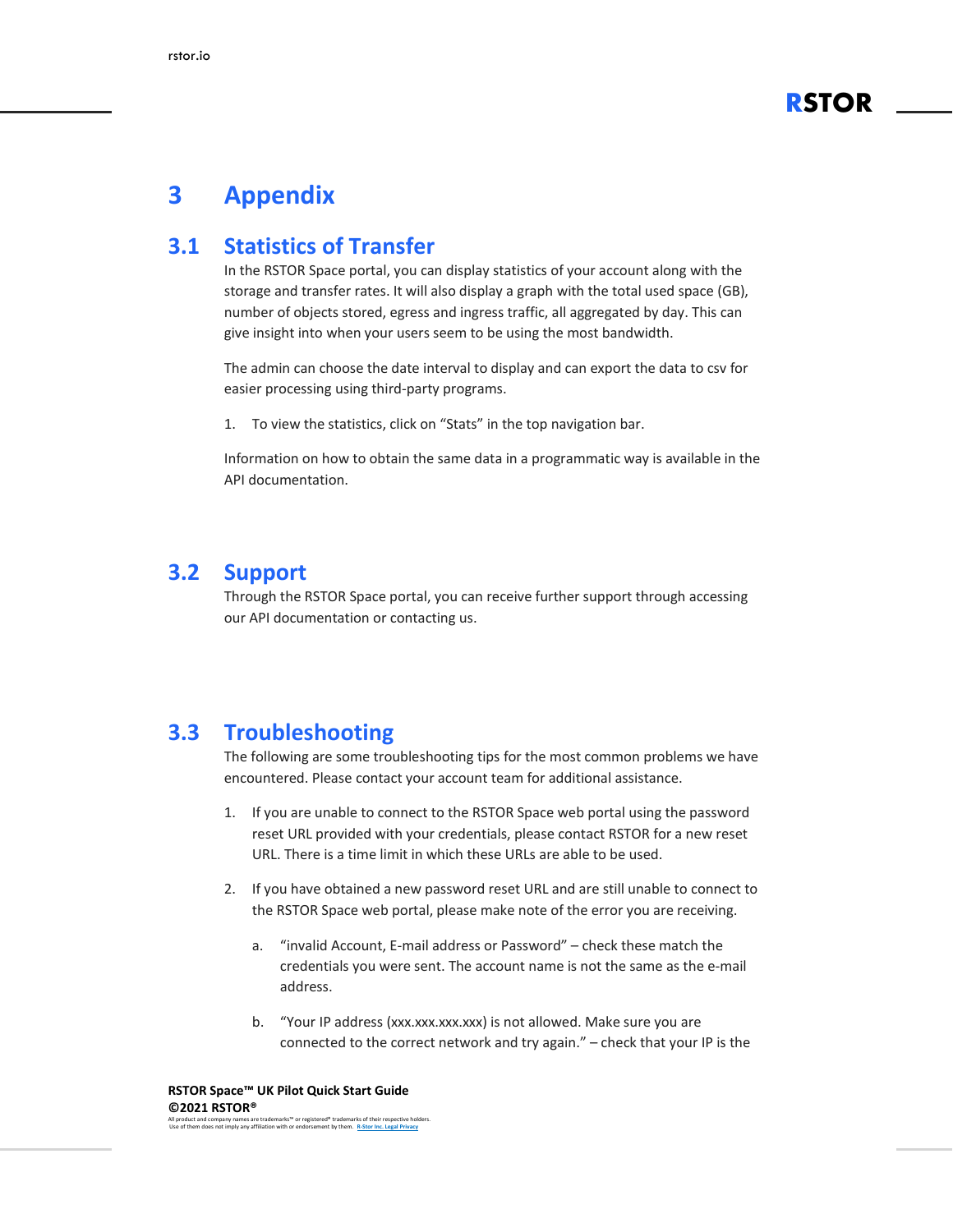# 3 Appendix

## 3.1 Statistics of Transfer

In the RSTOR Space portal, you can display statistics of your account along with the storage and transfer rates. It will also display a graph with the total used space (GB), number of objects stored, egress and ingress traffic, all aggregated by day. This can give insight into when your users seem to be using the most bandwidth.

The admin can choose the date interval to display and can export the data to csv for easier processing using third-party programs.

1. To view the statistics, click on "Stats" in the top navigation bar.

Information on how to obtain the same data in a programmatic way is available in the API documentation.

## 3.2 Support

Through the RSTOR Space portal, you can receive further support through accessing our API documentation or contacting us.

## 3.3 Troubleshooting

The following are some troubleshooting tips for the most common problems we have encountered. Please contact your account team for additional assistance.

1. If you are unable to connect to the RSTOR Space web portal using the password reset URL provided with your credentials, please contact RSTOR for a new reset URL. There is a time limit in which these URLs are able to be used.

2. If you have obtained a new password reset URL and are still unable to connect to the RSTOR Space web portal, please make note of the error you are receiving.

    a. "invalid Account, E-mail address or Password" – check these match the credentials you were sent. The account name is not the same as the e-mail address.

    b. "Your IP address (xxx.xxx.xxx.xxx) is not allowed. Make sure you are connected to the correct network and try again." – check that your IP is the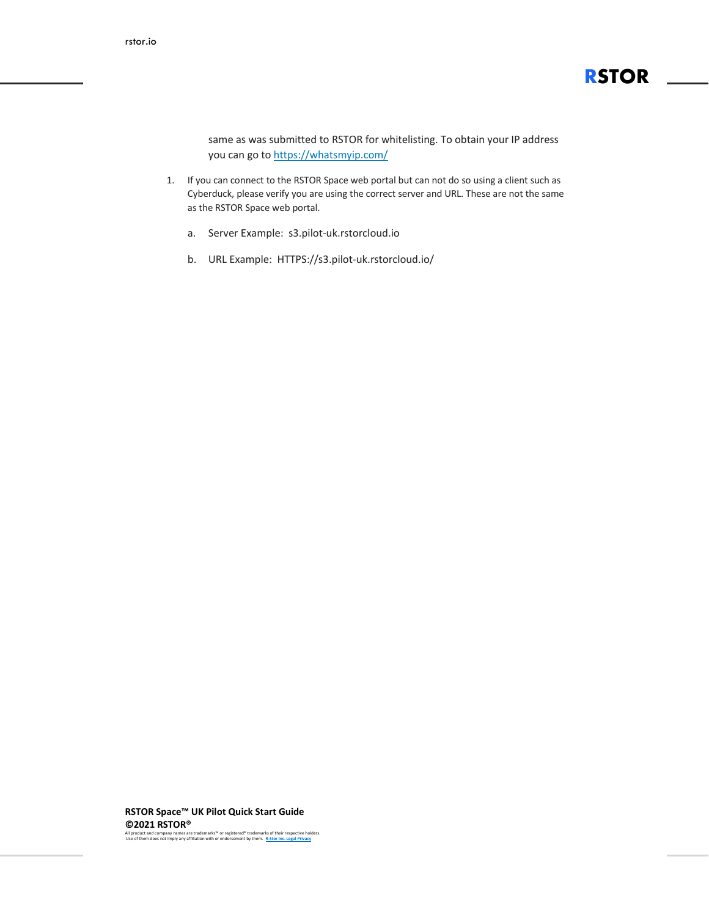same as was submitted to RSTOR for whitelisting. To obtain your IP address you can go to https://whatsmyip.com/

1. If you can connect to the RSTOR Space web portal but can not do so using a client such as Cyberduck, please verify you are using the correct server and URL. These are not the same as the RSTOR Space web portal.

    a. Server Example: s3.pilot-uk.rstorcloud.io

    b. URL Example: HTTPS://s3.pilot-uk.rstorcloud.io/